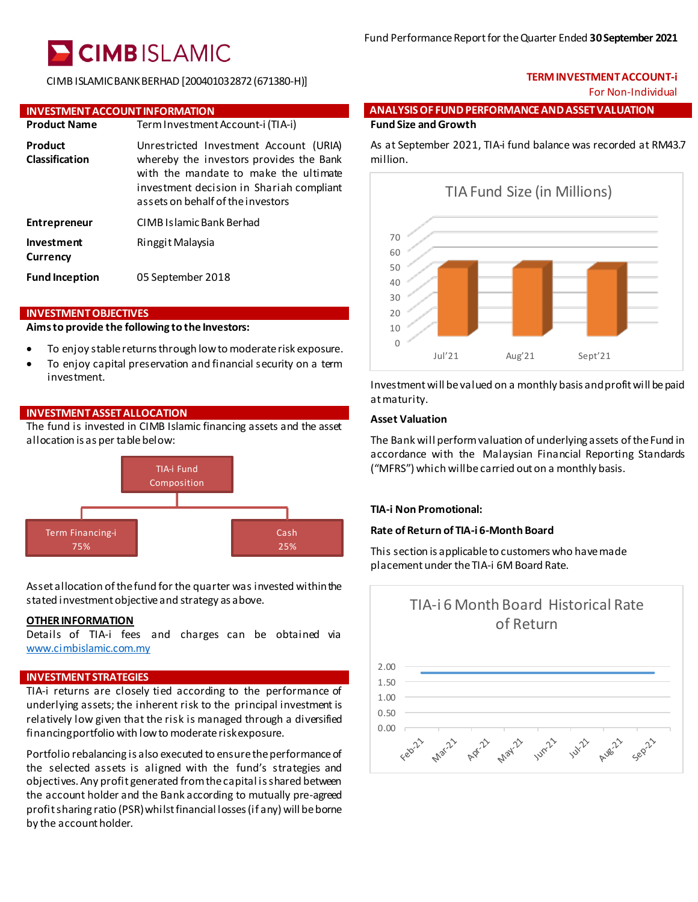# CIMB ISLAMIC

CIMB ISLAMIC BANK BERHAD [200401032872 (671380-H)]

Fund Performance Report for the Quarter Ended **30 September 2021**

**TERM INVESTMENT ACCOUNT-i**
For Non-Individual

## INVESTMENT ACCOUNT INFORMATION

| | |
|---|---|
| **Product Name** | Term Investment Account-i (TIA-i) |
| **Product Classification** | Unrestricted Investment Account (URIA) whereby the investors provides the Bank with the mandate to make the ultimate investment decision in Shariah compliant assets on behalf of the investors |
| **Entrepreneur** | CIMB Islamic Bank Berhad |
| **Investment Currency** | Ringgit Malaysia |
| **Fund Inception** | 05 September 2018 |

## INVESTMENT OBJECTIVES

**Aims to provide the following to the Investors:**

- To enjoy stable returns through low to moderate risk exposure.
- To enjoy capital preservation and financial security on a term investment.

## INVESTMENT ASSET ALLOCATION

The fund is invested in CIMB Islamic financing assets and the asset allocation is as per table below:

| TIA-i Fund Composition | |
|---|---|
| Term Financing-i | Cash |
| 75% | 25% |

Asset allocation of the fund for the quarter was invested within the stated investment objective and strategy as above.

**OTHER INFORMATION**

Details of TIA-i fees and charges can be obtained via www.cimbislamic.com.my

## INVESTMENT STRATEGIES

TIA-i returns are closely tied according to the performance of underlying assets; the inherent risk to the principal investment is relatively low given that the risk is managed through a diversified financing portfolio with low to moderate risk exposure.

Portfolio rebalancing is also executed to ensure the performance of the selected assets is aligned with the fund's strategies and objectives. Any profit generated from the capital is shared between the account holder and the Bank according to mutually pre-agreed profit sharing ratio (PSR) whilst financial losses (if any) will be borne by the account holder.

## ANALYSIS OF FUND PERFORMANCE AND ASSET VALUATION

**Fund Size and Growth**

As at September 2021, TIA-i fund balance was recorded at RM43.7 million.

**TIA Fund Size (in Millions)**

| Month | Fund Size (RM Millions) |
|---|---|
| Jul'21 | ~44 |
| Aug'21 | ~44 |
| Sept'21 | ~44 |

Investment will be valued on a monthly basis and profit will be paid at maturity.

**Asset Valuation**

The Bank will perform valuation of underlying assets of the Fund in accordance with the Malaysian Financial Reporting Standards ("MFRS") which will be carried out on a monthly basis.

**TIA-i Non Promotional:**

**Rate of Return of TIA-i 6-Month Board**

This section is applicable to customers who have made placement under the TIA-i 6M Board Rate.

**TIA-i 6 Month Board Historical Rate of Return**

| Month | Feb-21 | Mar-21 | Apr-21 | May-21 | Jun-21 | Jul-21 | Aug-21 | Sep-21 |
|---|---|---|---|---|---|---|---|---|
| Rate of Return (%) | ~1.80 | ~1.80 | ~1.80 | ~1.80 | ~1.80 | ~1.80 | ~1.80 | ~1.80 |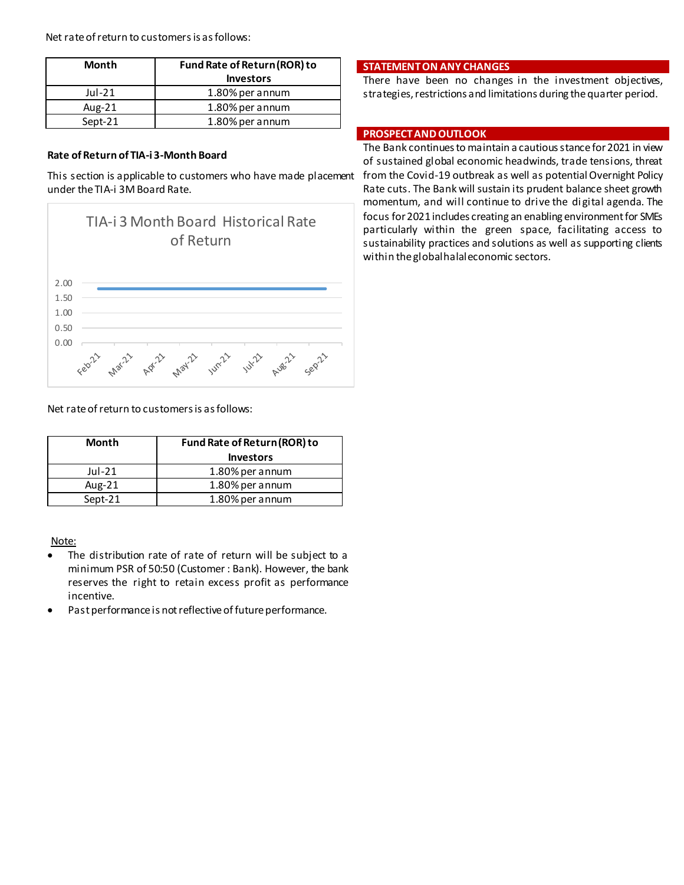Net rate of return to customers is as follows:

| Month | Fund Rate of Return (ROR) to Investors |
|---|---|
| Jul-21 | 1.80% per annum |
| Aug-21 | 1.80% per annum |
| Sept-21 | 1.80% per annum |

### Rate of Return of TIA-i 3-Month Board

This section is applicable to customers who have made placement under the TIA-i 3M Board Rate.

TIA-i 3 Month Board Historical Rate of Return

Net rate of return to customers is as follows:

| Month | Fund Rate of Return (ROR) to Investors |
|---|---|
| Jul-21 | 1.80% per annum |
| Aug-21 | 1.80% per annum |
| Sept-21 | 1.80% per annum |

Note:

- The distribution rate of rate of return will be subject to a minimum PSR of 50:50 (Customer : Bank). However, the bank reserves the right to retain excess profit as performance incentive.
- Past performance is not reflective of future performance.

## STATEMENT ON ANY CHANGES

There have been no changes in the investment objectives, strategies, restrictions and limitations during the quarter period.

## PROSPECT AND OUTLOOK

The Bank continues to maintain a cautious stance for 2021 in view of sustained global economic headwinds, trade tensions, threat from the Covid-19 outbreak as well as potential Overnight Policy Rate cuts. The Bank will sustain its prudent balance sheet growth momentum, and will continue to drive the digital agenda. The focus for 2021 includes creating an enabling environment for SMEs particularly within the green space, facilitating access to sustainability practices and solutions as well as supporting clients within the global halal economic sectors.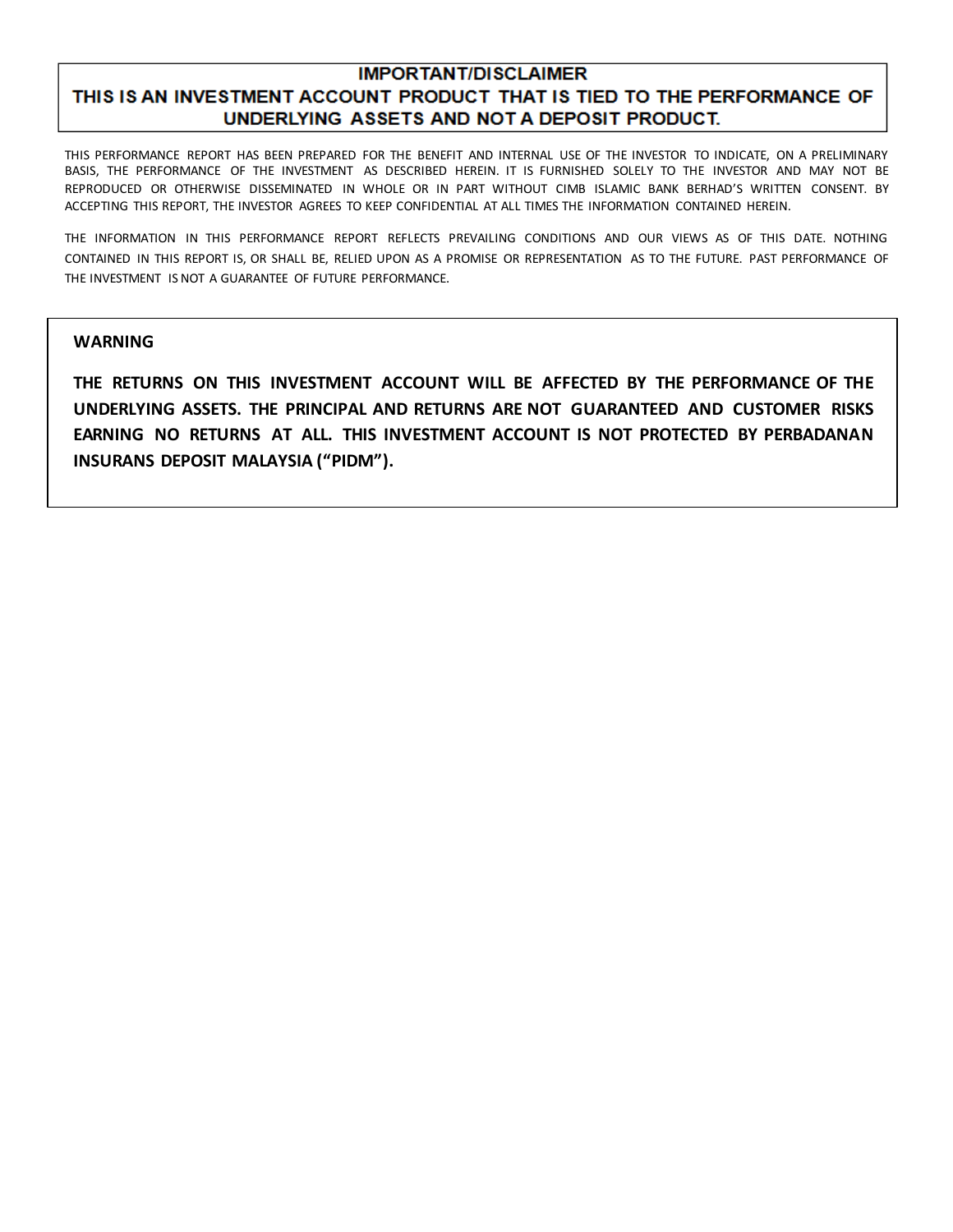**IMPORTANT/DISCLAIMER**

**THIS IS AN INVESTMENT ACCOUNT PRODUCT THAT IS TIED TO THE PERFORMANCE OF UNDERLYING ASSETS AND NOT A DEPOSIT PRODUCT.**

THIS PERFORMANCE REPORT HAS BEEN PREPARED FOR THE BENEFIT AND INTERNAL USE OF THE INVESTOR TO INDICATE, ON A PRELIMINARY BASIS, THE PERFORMANCE OF THE INVESTMENT AS DESCRIBED HEREIN. IT IS FURNISHED SOLELY TO THE INVESTOR AND MAY NOT BE REPRODUCED OR OTHERWISE DISSEMINATED IN WHOLE OR IN PART WITHOUT CIMB ISLAMIC BANK BERHAD'S WRITTEN CONSENT. BY ACCEPTING THIS REPORT, THE INVESTOR AGREES TO KEEP CONFIDENTIAL AT ALL TIMES THE INFORMATION CONTAINED HEREIN.

THE INFORMATION IN THIS PERFORMANCE REPORT REFLECTS PREVAILING CONDITIONS AND OUR VIEWS AS OF THIS DATE. NOTHING CONTAINED IN THIS REPORT IS, OR SHALL BE, RELIED UPON AS A PROMISE OR REPRESENTATION AS TO THE FUTURE. PAST PERFORMANCE OF THE INVESTMENT IS NOT A GUARANTEE OF FUTURE PERFORMANCE.

**WARNING**

**THE RETURNS ON THIS INVESTMENT ACCOUNT WILL BE AFFECTED BY THE PERFORMANCE OF THE UNDERLYING ASSETS. THE PRINCIPAL AND RETURNS ARE NOT GUARANTEED AND CUSTOMER RISKS EARNING NO RETURNS AT ALL. THIS INVESTMENT ACCOUNT IS NOT PROTECTED BY PERBADANAN INSURANS DEPOSIT MALAYSIA ("PIDM").**